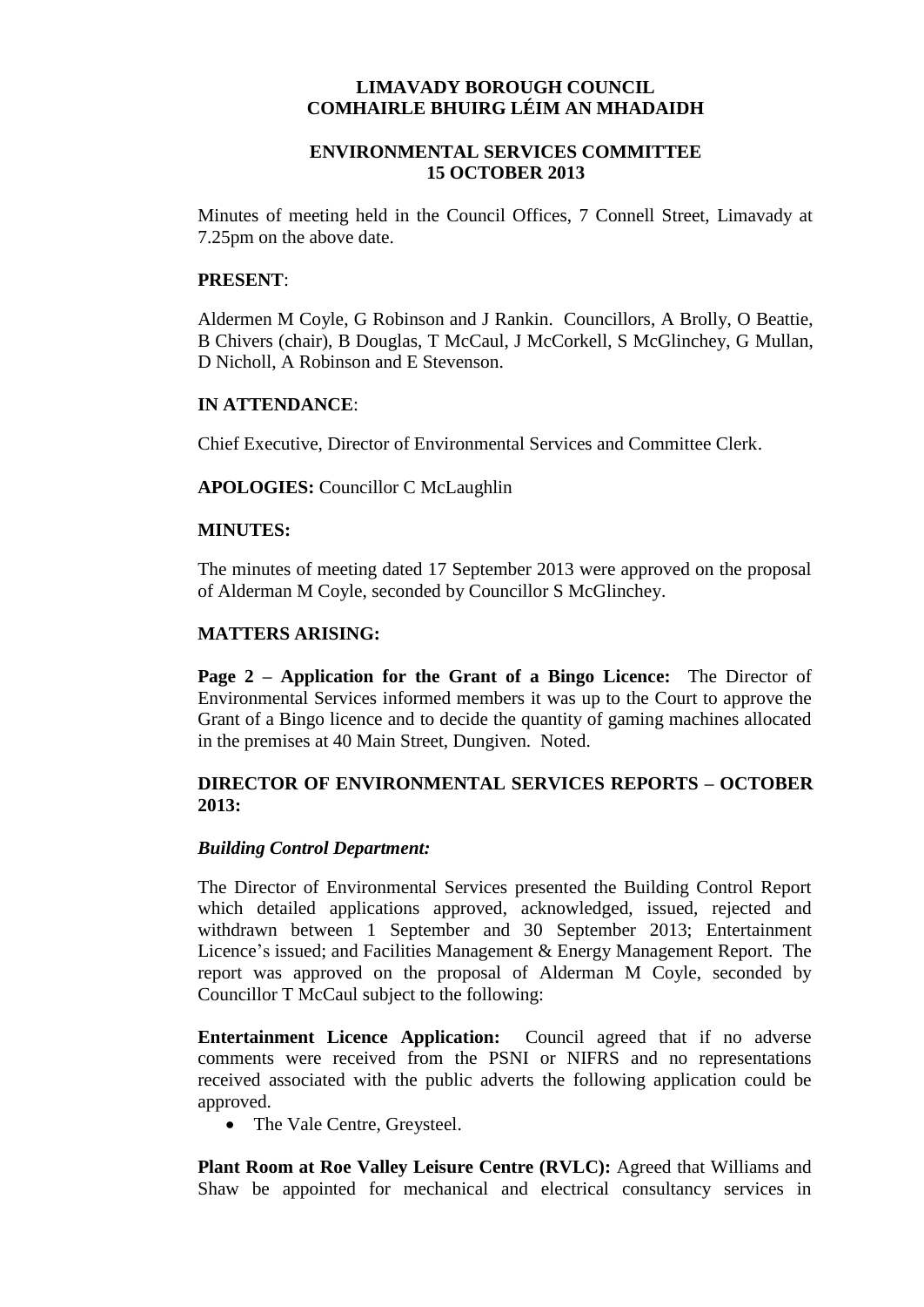# LIMAVADY BOROUGH COUNCIL
# COMHAIRLE BHUIRG LÉIM AN MHADAIDH

## ENVIRONMENTAL SERVICES COMMITTEE
## 15 OCTOBER 2013

Minutes of meeting held in the Council Offices, 7 Connell Street, Limavady at 7.25pm on the above date.

**PRESENT**:

Aldermen M Coyle, G Robinson and J Rankin. Councillors, A Brolly, O Beattie, B Chivers (chair), B Douglas, T McCaul, J McCorkell, S McGlinchey, G Mullan, D Nicholl, A Robinson and E Stevenson.

**IN ATTENDANCE**:

Chief Executive, Director of Environmental Services and Committee Clerk.

**APOLOGIES:** Councillor C McLaughlin

**MINUTES:**

The minutes of meeting dated 17 September 2013 were approved on the proposal of Alderman M Coyle, seconded by Councillor S McGlinchey.

**MATTERS ARISING:**

**Page 2 – Application for the Grant of a Bingo Licence:** The Director of Environmental Services informed members it was up to the Court to approve the Grant of a Bingo licence and to decide the quantity of gaming machines allocated in the premises at 40 Main Street, Dungiven. Noted.

**DIRECTOR OF ENVIRONMENTAL SERVICES REPORTS – OCTOBER 2013:**

***Building Control Department:***

The Director of Environmental Services presented the Building Control Report which detailed applications approved, acknowledged, issued, rejected and withdrawn between 1 September and 30 September 2013; Entertainment Licence's issued; and Facilities Management & Energy Management Report. The report was approved on the proposal of Alderman M Coyle, seconded by Councillor T McCaul subject to the following:

**Entertainment Licence Application:** Council agreed that if no adverse comments were received from the PSNI or NIFRS and no representations received associated with the public adverts the following application could be approved.

- The Vale Centre, Greysteel.

**Plant Room at Roe Valley Leisure Centre (RVLC):** Agreed that Williams and Shaw be appointed for mechanical and electrical consultancy services in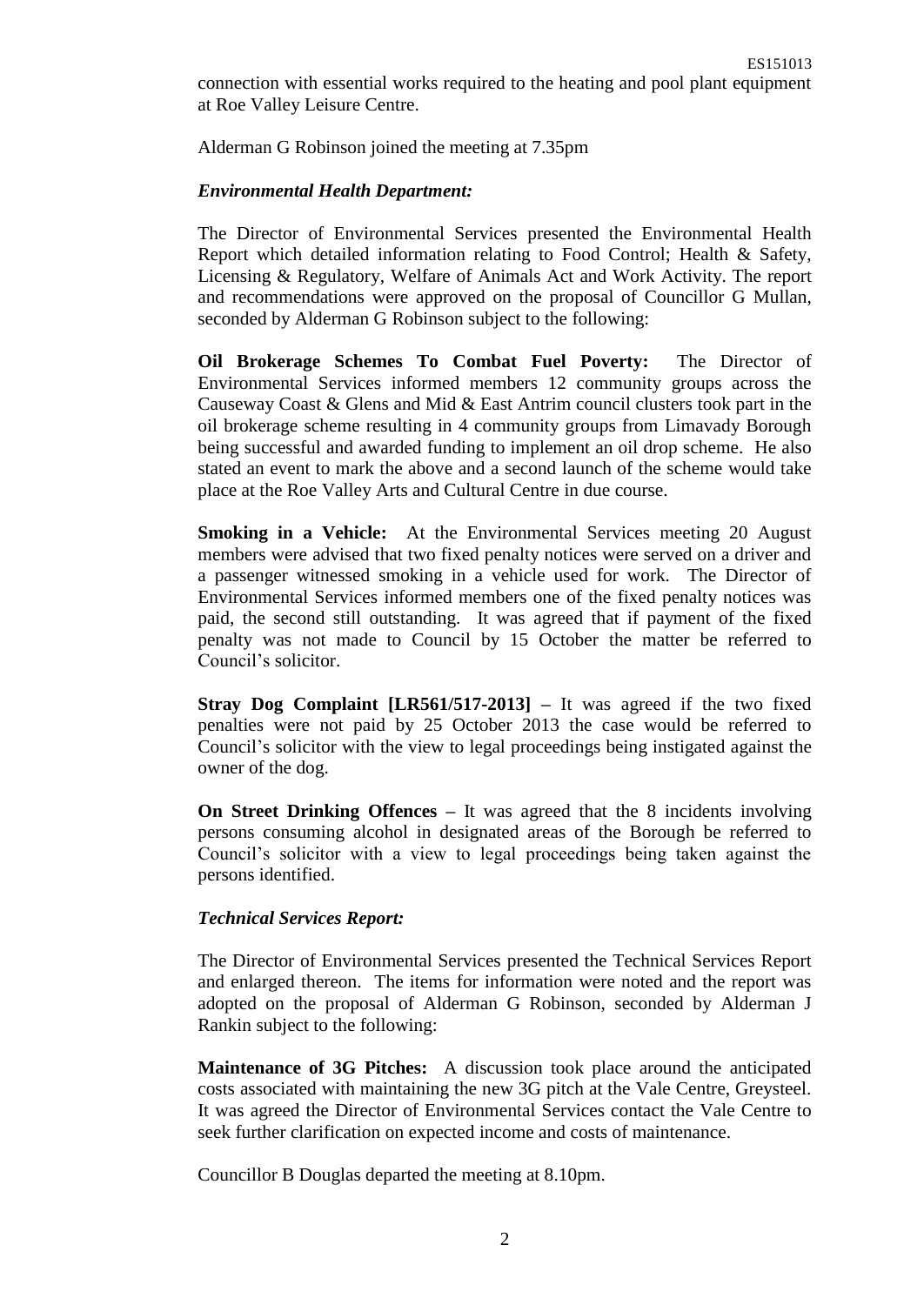connection with essential works required to the heating and pool plant equipment at Roe Valley Leisure Centre.

Alderman G Robinson joined the meeting at 7.35pm

***Environmental Health Department:***

The Director of Environmental Services presented the Environmental Health Report which detailed information relating to Food Control; Health & Safety, Licensing & Regulatory, Welfare of Animals Act and Work Activity. The report and recommendations were approved on the proposal of Councillor G Mullan, seconded by Alderman G Robinson subject to the following:

**Oil Brokerage Schemes To Combat Fuel Poverty:** The Director of Environmental Services informed members 12 community groups across the Causeway Coast & Glens and Mid & East Antrim council clusters took part in the oil brokerage scheme resulting in 4 community groups from Limavady Borough being successful and awarded funding to implement an oil drop scheme. He also stated an event to mark the above and a second launch of the scheme would take place at the Roe Valley Arts and Cultural Centre in due course.

**Smoking in a Vehicle:** At the Environmental Services meeting 20 August members were advised that two fixed penalty notices were served on a driver and a passenger witnessed smoking in a vehicle used for work. The Director of Environmental Services informed members one of the fixed penalty notices was paid, the second still outstanding. It was agreed that if payment of the fixed penalty was not made to Council by 15 October the matter be referred to Council's solicitor.

**Stray Dog Complaint [LR561/517-2013] –** It was agreed if the two fixed penalties were not paid by 25 October 2013 the case would be referred to Council's solicitor with the view to legal proceedings being instigated against the owner of the dog.

**On Street Drinking Offences –** It was agreed that the 8 incidents involving persons consuming alcohol in designated areas of the Borough be referred to Council's solicitor with a view to legal proceedings being taken against the persons identified.

***Technical Services Report:***

The Director of Environmental Services presented the Technical Services Report and enlarged thereon. The items for information were noted and the report was adopted on the proposal of Alderman G Robinson, seconded by Alderman J Rankin subject to the following:

**Maintenance of 3G Pitches:** A discussion took place around the anticipated costs associated with maintaining the new 3G pitch at the Vale Centre, Greysteel. It was agreed the Director of Environmental Services contact the Vale Centre to seek further clarification on expected income and costs of maintenance.

Councillor B Douglas departed the meeting at 8.10pm.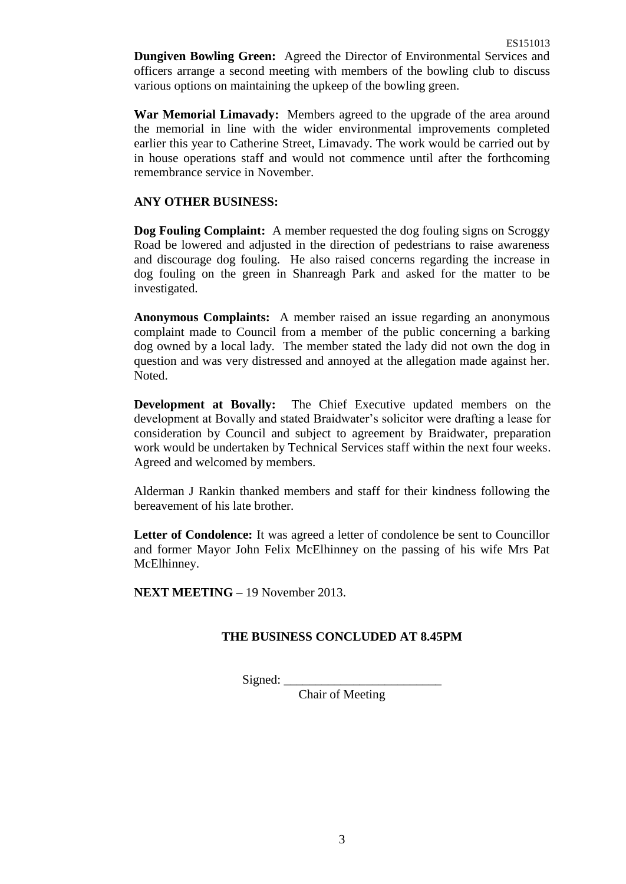**Dungiven Bowling Green:** Agreed the Director of Environmental Services and officers arrange a second meeting with members of the bowling club to discuss various options on maintaining the upkeep of the bowling green.

**War Memorial Limavady:** Members agreed to the upgrade of the area around the memorial in line with the wider environmental improvements completed earlier this year to Catherine Street, Limavady. The work would be carried out by in house operations staff and would not commence until after the forthcoming remembrance service in November.

**ANY OTHER BUSINESS:**

**Dog Fouling Complaint:** A member requested the dog fouling signs on Scroggy Road be lowered and adjusted in the direction of pedestrians to raise awareness and discourage dog fouling. He also raised concerns regarding the increase in dog fouling on the green in Shanreagh Park and asked for the matter to be investigated.

**Anonymous Complaints:** A member raised an issue regarding an anonymous complaint made to Council from a member of the public concerning a barking dog owned by a local lady. The member stated the lady did not own the dog in question and was very distressed and annoyed at the allegation made against her. Noted.

**Development at Bovally:** The Chief Executive updated members on the development at Bovally and stated Braidwater's solicitor were drafting a lease for consideration by Council and subject to agreement by Braidwater, preparation work would be undertaken by Technical Services staff within the next four weeks. Agreed and welcomed by members.

Alderman J Rankin thanked members and staff for their kindness following the bereavement of his late brother.

**Letter of Condolence:** It was agreed a letter of condolence be sent to Councillor and former Mayor John Felix McElhinney on the passing of his wife Mrs Pat McElhinney.

**NEXT MEETING –** 19 November 2013.

**THE BUSINESS CONCLUDED AT 8.45PM**

Signed: _________________________

Chair of Meeting